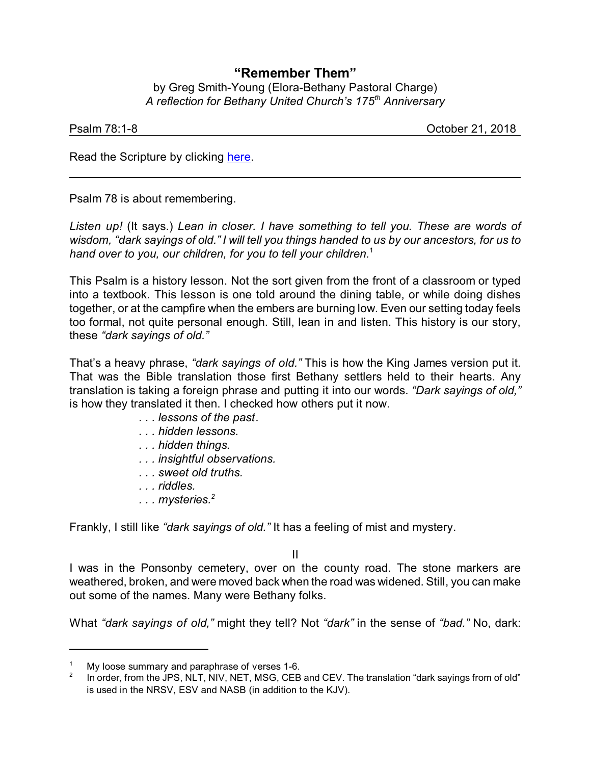# "Remember Them"

by Greg Smith-Young (Elora-Bethany Pastoral Charge)
*A reflection for Bethany United Church's 175th Anniversary*

Psalm 78:1-8 — October 21, 2018

Read the Scripture by clicking here.

---

Psalm 78 is about remembering.

*Listen up!* (It says.) *Lean in closer. I have something to tell you. These are words of wisdom, "dark sayings of old." I will tell you things handed to us by our ancestors, for us to hand over to you, our children, for you to tell your children.*[1]

This Psalm is a history lesson. Not the sort given from the front of a classroom or typed into a textbook. This lesson is one told around the dining table, or while doing dishes together, or at the campfire when the embers are burning low. Even our setting today feels too formal, not quite personal enough. Still, lean in and listen. This history is our story, these *"dark sayings of old."*

That's a heavy phrase, *"dark sayings of old."* This is how the King James version put it. That was the Bible translation those first Bethany settlers held to their hearts. Any translation is taking a foreign phrase and putting it into our words. *"Dark sayings of old,"* is how they translated it then. I checked how others put it now.

*. . . lessons of the past.*
*. . . hidden lessons.*
*. . . hidden things.*
*. . . insightful observations.*
*. . . sweet old truths.*
*. . . riddles.*
*. . . mysteries.*[2]

Frankly, I still like *"dark sayings of old."* It has a feeling of mist and mystery.

II

I was in the Ponsonby cemetery, over on the county road. The stone markers are weathered, broken, and were moved back when the road was widened. Still, you can make out some of the names. Many were Bethany folks.

What *"dark sayings of old,"* might they tell? Not *"dark"* in the sense of *"bad."* No, dark:

---

[1] My loose summary and paraphrase of verses 1-6.

[2] In order, from the JPS, NLT, NIV, NET, MSG, CEB and CEV. The translation "dark sayings from of old" is used in the NRSV, ESV and NASB (in addition to the KJV).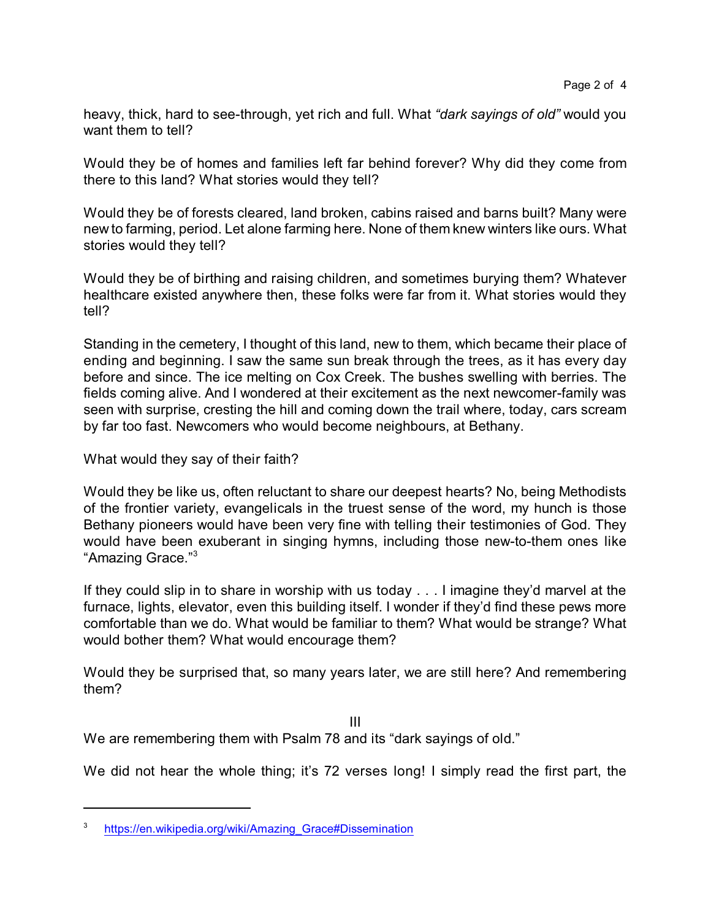heavy, thick, hard to see-through, yet rich and full. What *"dark sayings of old"* would you want them to tell?

Would they be of homes and families left far behind forever? Why did they come from there to this land? What stories would they tell?

Would they be of forests cleared, land broken, cabins raised and barns built? Many were new to farming, period. Let alone farming here. None of them knew winters like ours. What stories would they tell?

Would they be of birthing and raising children, and sometimes burying them? Whatever healthcare existed anywhere then, these folks were far from it. What stories would they tell?

Standing in the cemetery, I thought of this land, new to them, which became their place of ending and beginning. I saw the same sun break through the trees, as it has every day before and since. The ice melting on Cox Creek. The bushes swelling with berries. The fields coming alive. And I wondered at their excitement as the next newcomer-family was seen with surprise, cresting the hill and coming down the trail where, today, cars scream by far too fast. Newcomers who would become neighbours, at Bethany.

What would they say of their faith?

Would they be like us, often reluctant to share our deepest hearts? No, being Methodists of the frontier variety, evangelicals in the truest sense of the word, my hunch is those Bethany pioneers would have been very fine with telling their testimonies of God. They would have been exuberant in singing hymns, including those new-to-them ones like "Amazing Grace."[3]

If they could slip in to share in worship with us today . . . I imagine they'd marvel at the furnace, lights, elevator, even this building itself. I wonder if they'd find these pews more comfortable than we do. What would be familiar to them? What would be strange? What would bother them? What would encourage them?

Would they be surprised that, so many years later, we are still here? And remembering them?

III

We are remembering them with Psalm 78 and its "dark sayings of old."

We did not hear the whole thing; it's 72 verses long! I simply read the first part, the

---

[3] https://en.wikipedia.org/wiki/Amazing_Grace#Dissemination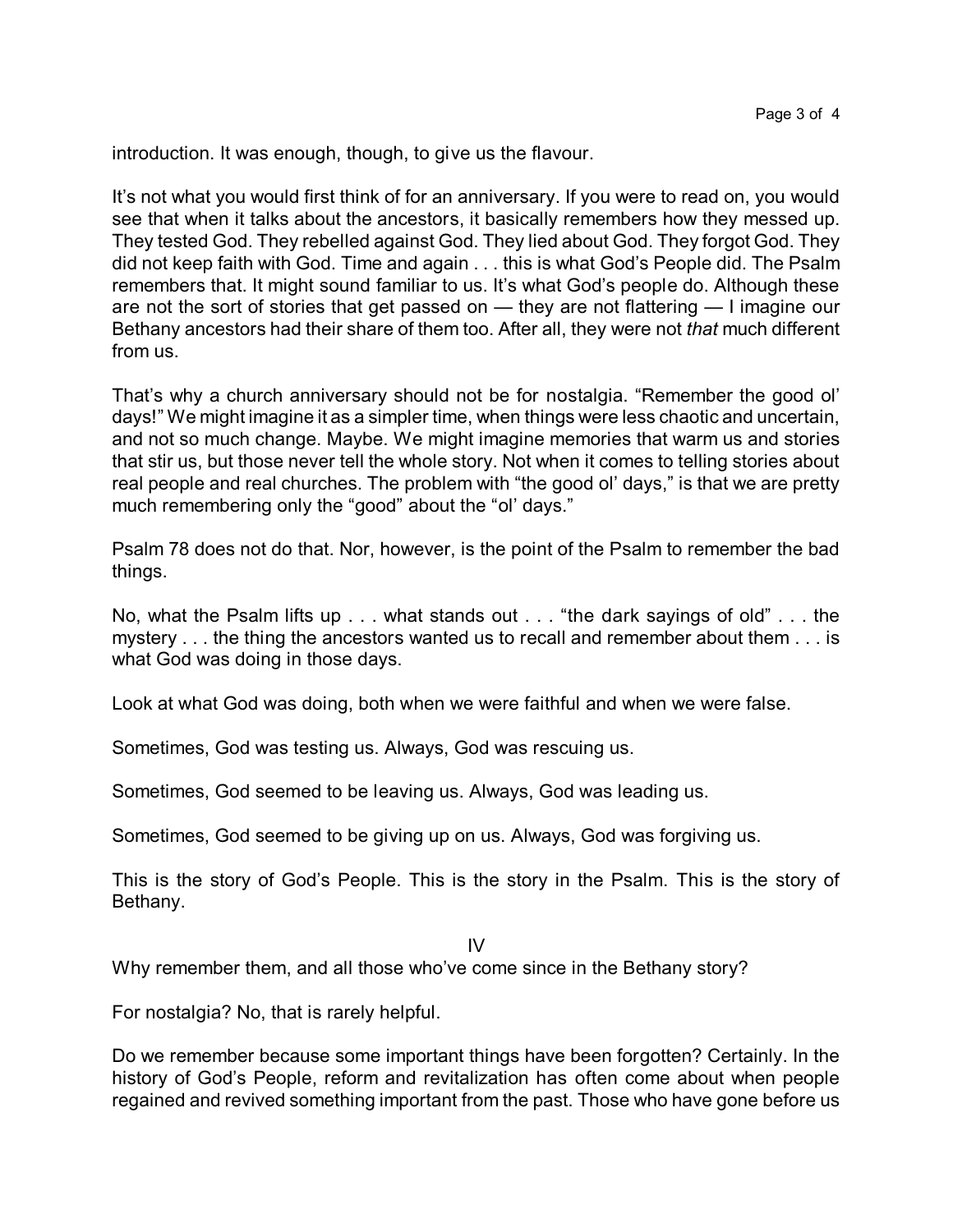introduction. It was enough, though, to give us the flavour.

It's not what you would first think of for an anniversary. If you were to read on, you would see that when it talks about the ancestors, it basically remembers how they messed up. They tested God. They rebelled against God. They lied about God. They forgot God. They did not keep faith with God. Time and again . . . this is what God's People did. The Psalm remembers that. It might sound familiar to us. It's what God's people do. Although these are not the sort of stories that get passed on — they are not flattering — I imagine our Bethany ancestors had their share of them too. After all, they were not *that* much different from us.

That's why a church anniversary should not be for nostalgia. "Remember the good ol' days!" We might imagine it as a simpler time, when things were less chaotic and uncertain, and not so much change. Maybe. We might imagine memories that warm us and stories that stir us, but those never tell the whole story. Not when it comes to telling stories about real people and real churches. The problem with "the good ol' days," is that we are pretty much remembering only the "good" about the "ol' days."

Psalm 78 does not do that. Nor, however, is the point of the Psalm to remember the bad things.

No, what the Psalm lifts up . . . what stands out . . . "the dark sayings of old" . . . the mystery . . . the thing the ancestors wanted us to recall and remember about them . . . is what God was doing in those days.

Look at what God was doing, both when we were faithful and when we were false.

Sometimes, God was testing us. Always, God was rescuing us.

Sometimes, God seemed to be leaving us. Always, God was leading us.

Sometimes, God seemed to be giving up on us. Always, God was forgiving us.

This is the story of God's People. This is the story in the Psalm. This is the story of Bethany.

## IV

Why remember them, and all those who've come since in the Bethany story?

For nostalgia? No, that is rarely helpful.

Do we remember because some important things have been forgotten? Certainly. In the history of God's People, reform and revitalization has often come about when people regained and revived something important from the past. Those who have gone before us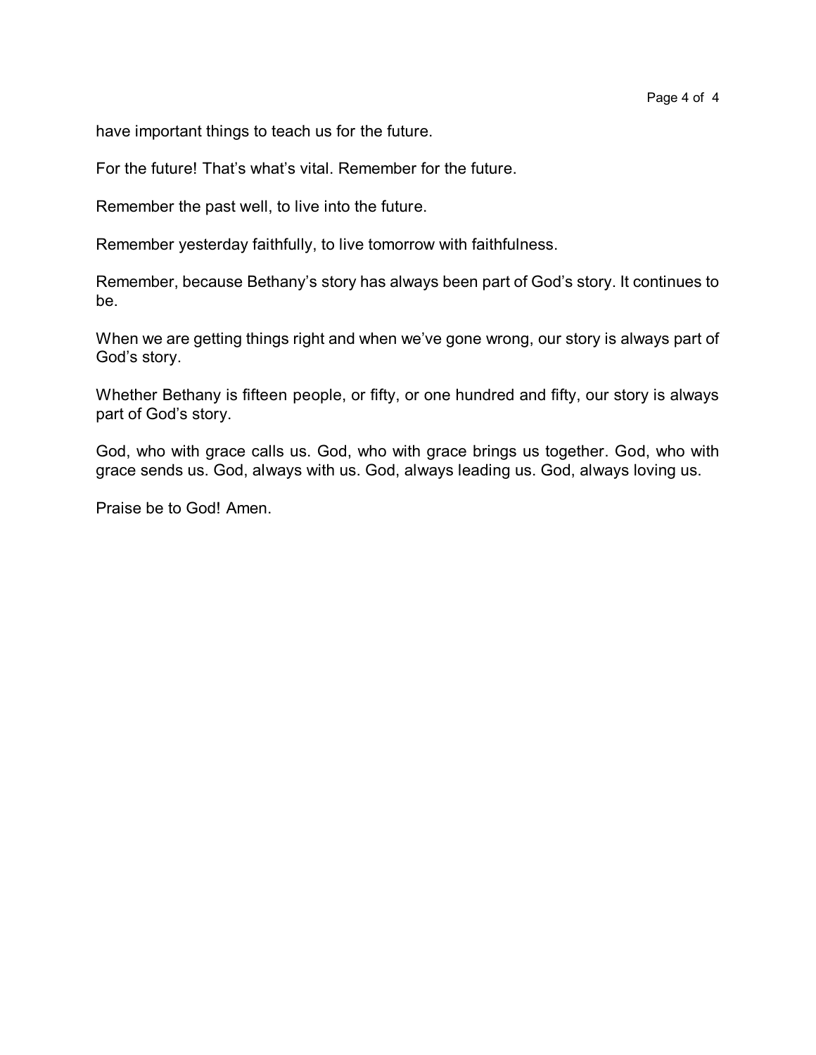have important things to teach us for the future.

For the future! That's what's vital. Remember for the future.

Remember the past well, to live into the future.

Remember yesterday faithfully, to live tomorrow with faithfulness.

Remember, because Bethany's story has always been part of God's story. It continues to be.

When we are getting things right and when we've gone wrong, our story is always part of God's story.

Whether Bethany is fifteen people, or fifty, or one hundred and fifty, our story is always part of God's story.

God, who with grace calls us. God, who with grace brings us together. God, who with grace sends us. God, always with us. God, always leading us. God, always loving us.

Praise be to God! Amen.